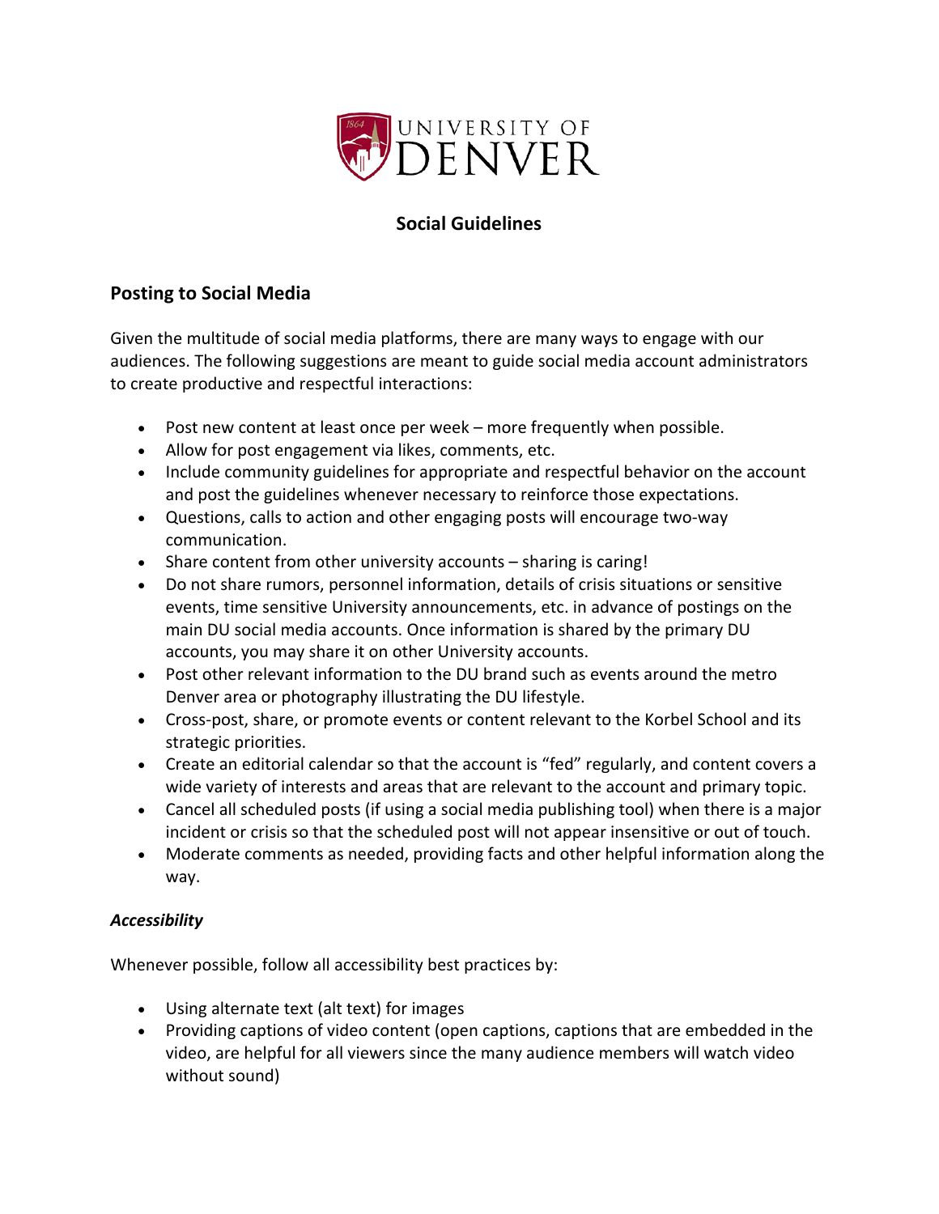UNIVERSITY OF DENVER

## Social Guidelines

## Posting to Social Media

Given the multitude of social media platforms, there are many ways to engage with our audiences. The following suggestions are meant to guide social media account administrators to create productive and respectful interactions:

- Post new content at least once per week – more frequently when possible.
- Allow for post engagement via likes, comments, etc.
- Include community guidelines for appropriate and respectful behavior on the account and post the guidelines whenever necessary to reinforce those expectations.
- Questions, calls to action and other engaging posts will encourage two-way communication.
- Share content from other university accounts – sharing is caring!
- Do not share rumors, personnel information, details of crisis situations or sensitive events, time sensitive University announcements, etc. in advance of postings on the main DU social media accounts. Once information is shared by the primary DU accounts, you may share it on other University accounts.
- Post other relevant information to the DU brand such as events around the metro Denver area or photography illustrating the DU lifestyle.
- Cross-post, share, or promote events or content relevant to the Korbel School and its strategic priorities.
- Create an editorial calendar so that the account is "fed" regularly, and content covers a wide variety of interests and areas that are relevant to the account and primary topic.
- Cancel all scheduled posts (if using a social media publishing tool) when there is a major incident or crisis so that the scheduled post will not appear insensitive or out of touch.
- Moderate comments as needed, providing facts and other helpful information along the way.

### *Accessibility*

Whenever possible, follow all accessibility best practices by:

- Using alternate text (alt text) for images
- Providing captions of video content (open captions, captions that are embedded in the video, are helpful for all viewers since the many audience members will watch video without sound)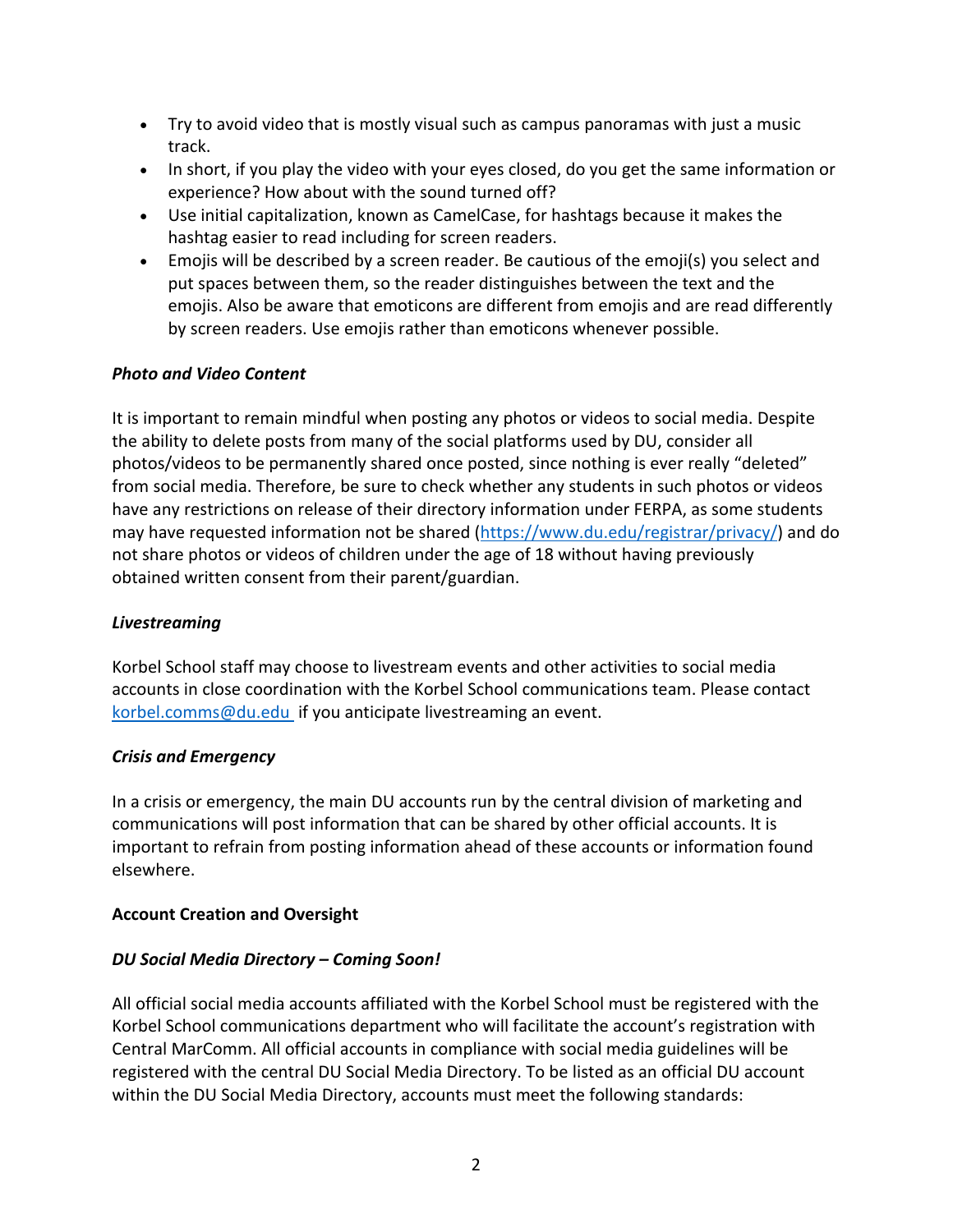- Try to avoid video that is mostly visual such as campus panoramas with just a music track.
- In short, if you play the video with your eyes closed, do you get the same information or experience? How about with the sound turned off?
- Use initial capitalization, known as CamelCase, for hashtags because it makes the hashtag easier to read including for screen readers.
- Emojis will be described by a screen reader. Be cautious of the emoji(s) you select and put spaces between them, so the reader distinguishes between the text and the emojis. Also be aware that emoticons are different from emojis and are read differently by screen readers. Use emojis rather than emoticons whenever possible.

***Photo and Video Content***

It is important to remain mindful when posting any photos or videos to social media. Despite the ability to delete posts from many of the social platforms used by DU, consider all photos/videos to be permanently shared once posted, since nothing is ever really "deleted" from social media. Therefore, be sure to check whether any students in such photos or videos have any restrictions on release of their directory information under FERPA, as some students may have requested information not be shared (https://www.du.edu/registrar/privacy/) and do not share photos or videos of children under the age of 18 without having previously obtained written consent from their parent/guardian.

***Livestreaming***

Korbel School staff may choose to livestream events and other activities to social media accounts in close coordination with the Korbel School communications team. Please contact korbel.comms@du.edu if you anticipate livestreaming an event.

***Crisis and Emergency***

In a crisis or emergency, the main DU accounts run by the central division of marketing and communications will post information that can be shared by other official accounts. It is important to refrain from posting information ahead of these accounts or information found elsewhere.

**Account Creation and Oversight**

***DU Social Media Directory – Coming Soon!***

All official social media accounts affiliated with the Korbel School must be registered with the Korbel School communications department who will facilitate the account's registration with Central MarComm. All official accounts in compliance with social media guidelines will be registered with the central DU Social Media Directory. To be listed as an official DU account within the DU Social Media Directory, accounts must meet the following standards: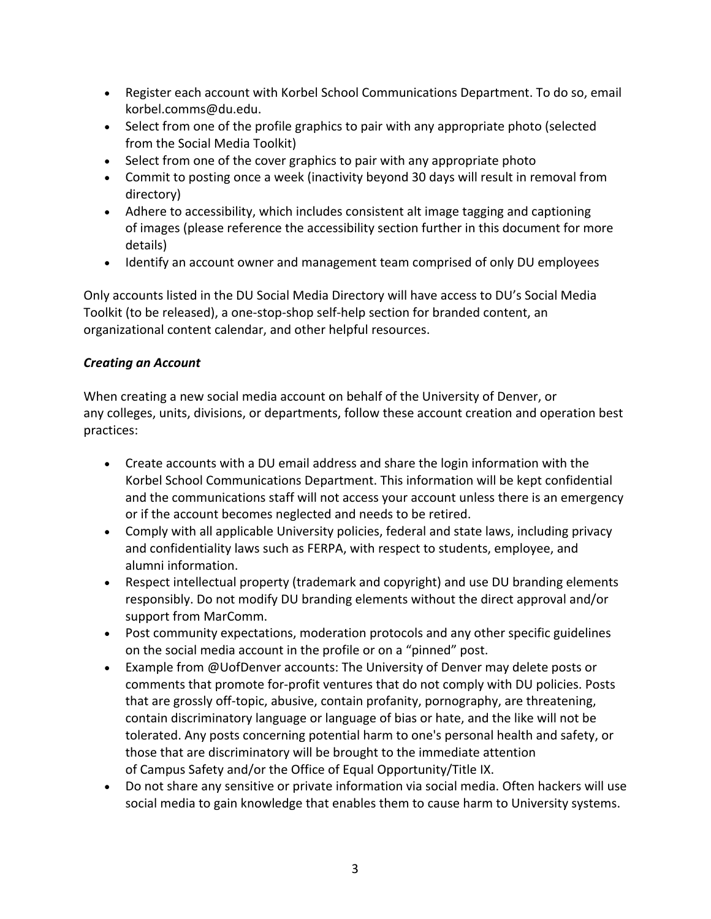- Register each account with Korbel School Communications Department. To do so, email korbel.comms@du.edu.
- Select from one of the profile graphics to pair with any appropriate photo (selected from the Social Media Toolkit)
- Select from one of the cover graphics to pair with any appropriate photo
- Commit to posting once a week (inactivity beyond 30 days will result in removal from directory)
- Adhere to accessibility, which includes consistent alt image tagging and captioning of images (please reference the accessibility section further in this document for more details)
- Identify an account owner and management team comprised of only DU employees

Only accounts listed in the DU Social Media Directory will have access to DU's Social Media Toolkit (to be released), a one-stop-shop self-help section for branded content, an organizational content calendar, and other helpful resources.

***Creating an Account***

When creating a new social media account on behalf of the University of Denver, or any colleges, units, divisions, or departments, follow these account creation and operation best practices:

- Create accounts with a DU email address and share the login information with the Korbel School Communications Department. This information will be kept confidential and the communications staff will not access your account unless there is an emergency or if the account becomes neglected and needs to be retired.
- Comply with all applicable University policies, federal and state laws, including privacy and confidentiality laws such as FERPA, with respect to students, employee, and alumni information.
- Respect intellectual property (trademark and copyright) and use DU branding elements responsibly. Do not modify DU branding elements without the direct approval and/or support from MarComm.
- Post community expectations, moderation protocols and any other specific guidelines on the social media account in the profile or on a "pinned" post.
- Example from @UofDenver accounts: The University of Denver may delete posts or comments that promote for-profit ventures that do not comply with DU policies. Posts that are grossly off-topic, abusive, contain profanity, pornography, are threatening, contain discriminatory language or language of bias or hate, and the like will not be tolerated. Any posts concerning potential harm to one's personal health and safety, or those that are discriminatory will be brought to the immediate attention of Campus Safety and/or the Office of Equal Opportunity/Title IX.
- Do not share any sensitive or private information via social media. Often hackers will use social media to gain knowledge that enables them to cause harm to University systems.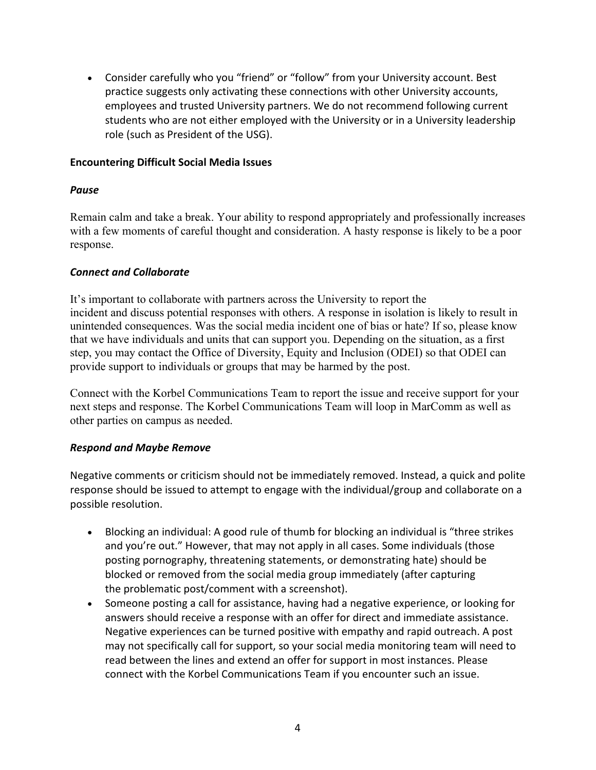- Consider carefully who you "friend" or "follow" from your University account. Best practice suggests only activating these connections with other University accounts, employees and trusted University partners. We do not recommend following current students who are not either employed with the University or in a University leadership role (such as President of the USG).

**Encountering Difficult Social Media Issues**

***Pause***

Remain calm and take a break. Your ability to respond appropriately and professionally increases with a few moments of careful thought and consideration. A hasty response is likely to be a poor response.

***Connect and Collaborate***

It's important to collaborate with partners across the University to report the incident and discuss potential responses with others. A response in isolation is likely to result in unintended consequences. Was the social media incident one of bias or hate? If so, please know that we have individuals and units that can support you. Depending on the situation, as a first step, you may contact the Office of Diversity, Equity and Inclusion (ODEI) so that ODEI can provide support to individuals or groups that may be harmed by the post.

Connect with the Korbel Communications Team to report the issue and receive support for your next steps and response. The Korbel Communications Team will loop in MarComm as well as other parties on campus as needed.

***Respond and Maybe Remove***

Negative comments or criticism should not be immediately removed. Instead, a quick and polite response should be issued to attempt to engage with the individual/group and collaborate on a possible resolution.

- Blocking an individual: A good rule of thumb for blocking an individual is "three strikes and you're out." However, that may not apply in all cases. Some individuals (those posting pornography, threatening statements, or demonstrating hate) should be blocked or removed from the social media group immediately (after capturing the problematic post/comment with a screenshot).
- Someone posting a call for assistance, having had a negative experience, or looking for answers should receive a response with an offer for direct and immediate assistance. Negative experiences can be turned positive with empathy and rapid outreach. A post may not specifically call for support, so your social media monitoring team will need to read between the lines and extend an offer for support in most instances. Please connect with the Korbel Communications Team if you encounter such an issue.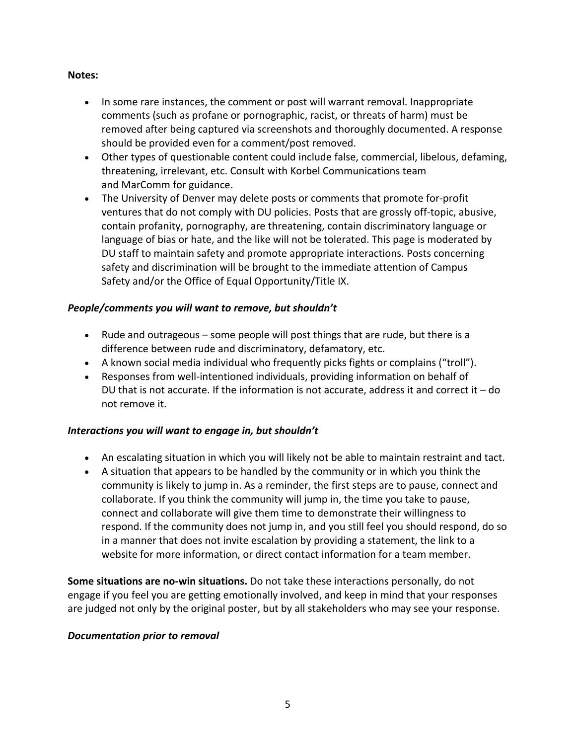**Notes:**

- In some rare instances, the comment or post will warrant removal. Inappropriate comments (such as profane or pornographic, racist, or threats of harm) must be removed after being captured via screenshots and thoroughly documented. A response should be provided even for a comment/post removed.
- Other types of questionable content could include false, commercial, libelous, defaming, threatening, irrelevant, etc. Consult with Korbel Communications team and MarComm for guidance.
- The University of Denver may delete posts or comments that promote for-profit ventures that do not comply with DU policies. Posts that are grossly off-topic, abusive, contain profanity, pornography, are threatening, contain discriminatory language or language of bias or hate, and the like will not be tolerated. This page is moderated by DU staff to maintain safety and promote appropriate interactions. Posts concerning safety and discrimination will be brought to the immediate attention of Campus Safety and/or the Office of Equal Opportunity/Title IX.

***People/comments you will want to remove, but shouldn't***

- Rude and outrageous – some people will post things that are rude, but there is a difference between rude and discriminatory, defamatory, etc.
- A known social media individual who frequently picks fights or complains ("troll").
- Responses from well-intentioned individuals, providing information on behalf of DU that is not accurate. If the information is not accurate, address it and correct it – do not remove it.

***Interactions you will want to engage in, but shouldn't***

- An escalating situation in which you will likely not be able to maintain restraint and tact.
- A situation that appears to be handled by the community or in which you think the community is likely to jump in. As a reminder, the first steps are to pause, connect and collaborate. If you think the community will jump in, the time you take to pause, connect and collaborate will give them time to demonstrate their willingness to respond. If the community does not jump in, and you still feel you should respond, do so in a manner that does not invite escalation by providing a statement, the link to a website for more information, or direct contact information for a team member.

**Some situations are no-win situations.** Do not take these interactions personally, do not engage if you feel you are getting emotionally involved, and keep in mind that your responses are judged not only by the original poster, but by all stakeholders who may see your response.

***Documentation prior to removal***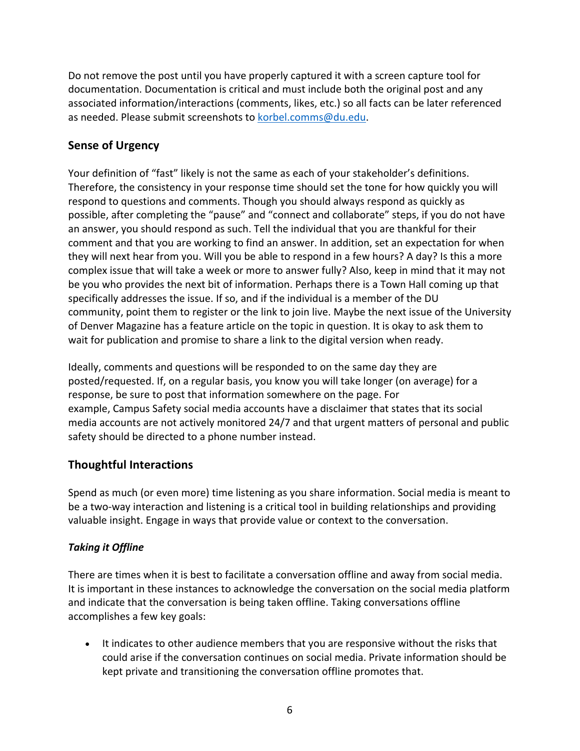Do not remove the post until you have properly captured it with a screen capture tool for documentation. Documentation is critical and must include both the original post and any associated information/interactions (comments, likes, etc.) so all facts can be later referenced as needed. Please submit screenshots to [korbel.comms@du.edu](mailto:korbel.comms@du.edu).

## Sense of Urgency

Your definition of "fast" likely is not the same as each of your stakeholder's definitions. Therefore, the consistency in your response time should set the tone for how quickly you will respond to questions and comments. Though you should always respond as quickly as possible, after completing the "pause" and "connect and collaborate" steps, if you do not have an answer, you should respond as such. Tell the individual that you are thankful for their comment and that you are working to find an answer. In addition, set an expectation for when they will next hear from you. Will you be able to respond in a few hours? A day? Is this a more complex issue that will take a week or more to answer fully? Also, keep in mind that it may not be you who provides the next bit of information. Perhaps there is a Town Hall coming up that specifically addresses the issue. If so, and if the individual is a member of the DU community, point them to register or the link to join live. Maybe the next issue of the University of Denver Magazine has a feature article on the topic in question. It is okay to ask them to wait for publication and promise to share a link to the digital version when ready.

Ideally, comments and questions will be responded to on the same day they are posted/requested. If, on a regular basis, you know you will take longer (on average) for a response, be sure to post that information somewhere on the page. For example, Campus Safety social media accounts have a disclaimer that states that its social media accounts are not actively monitored 24/7 and that urgent matters of personal and public safety should be directed to a phone number instead.

## Thoughtful Interactions

Spend as much (or even more) time listening as you share information. Social media is meant to be a two-way interaction and listening is a critical tool in building relationships and providing valuable insight. Engage in ways that provide value or context to the conversation.

### *Taking it Offline*

There are times when it is best to facilitate a conversation offline and away from social media. It is important in these instances to acknowledge the conversation on the social media platform and indicate that the conversation is being taken offline. Taking conversations offline accomplishes a few key goals:

- It indicates to other audience members that you are responsive without the risks that could arise if the conversation continues on social media. Private information should be kept private and transitioning the conversation offline promotes that.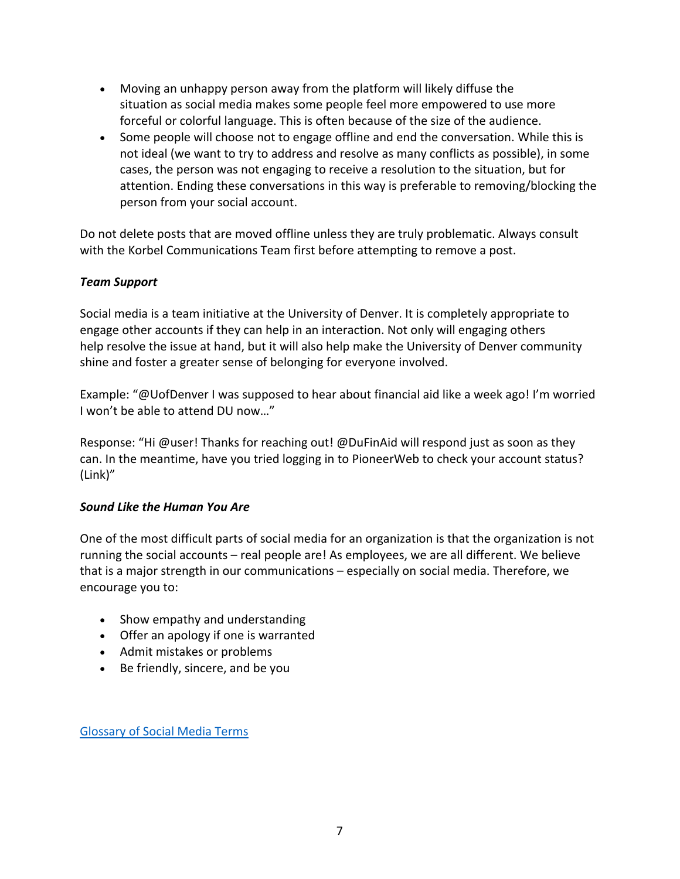- Moving an unhappy person away from the platform will likely diffuse the situation as social media makes some people feel more empowered to use more forceful or colorful language. This is often because of the size of the audience.
- Some people will choose not to engage offline and end the conversation. While this is not ideal (we want to try to address and resolve as many conflicts as possible), in some cases, the person was not engaging to receive a resolution to the situation, but for attention. Ending these conversations in this way is preferable to removing/blocking the person from your social account.

Do not delete posts that are moved offline unless they are truly problematic. Always consult with the Korbel Communications Team first before attempting to remove a post.

***Team Support***

Social media is a team initiative at the University of Denver. It is completely appropriate to engage other accounts if they can help in an interaction. Not only will engaging others help resolve the issue at hand, but it will also help make the University of Denver community shine and foster a greater sense of belonging for everyone involved.

Example: "@UofDenver I was supposed to hear about financial aid like a week ago! I'm worried I won't be able to attend DU now…"

Response: "Hi @user! Thanks for reaching out! @DuFinAid will respond just as soon as they can. In the meantime, have you tried logging in to PioneerWeb to check your account status? (Link)"

***Sound Like the Human You Are***

One of the most difficult parts of social media for an organization is that the organization is not running the social accounts – real people are! As employees, we are all different. We believe that is a major strength in our communications – especially on social media. Therefore, we encourage you to:

- Show empathy and understanding
- Offer an apology if one is warranted
- Admit mistakes or problems
- Be friendly, sincere, and be you

Glossary of Social Media Terms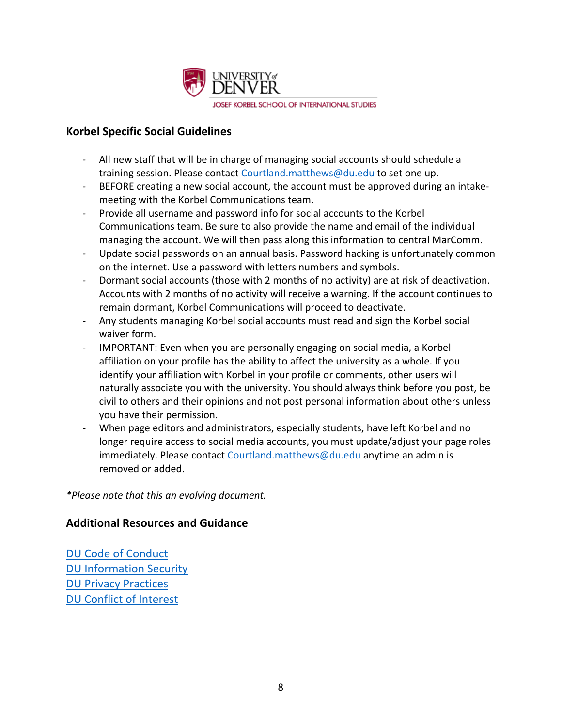## Korbel Specific Social Guidelines

- All new staff that will be in charge of managing social accounts should schedule a training session. Please contact Courtland.matthews@du.edu to set one up.
- BEFORE creating a new social account, the account must be approved during an intake-meeting with the Korbel Communications team.
- Provide all username and password info for social accounts to the Korbel Communications team. Be sure to also provide the name and email of the individual managing the account. We will then pass along this information to central MarComm.
- Update social passwords on an annual basis. Password hacking is unfortunately common on the internet. Use a password with letters numbers and symbols.
- Dormant social accounts (those with 2 months of no activity) are at risk of deactivation. Accounts with 2 months of no activity will receive a warning. If the account continues to remain dormant, Korbel Communications will proceed to deactivate.
- Any students managing Korbel social accounts must read and sign the Korbel social waiver form.
- IMPORTANT: Even when you are personally engaging on social media, a Korbel affiliation on your profile has the ability to affect the university as a whole. If you identify your affiliation with Korbel in your profile or comments, other users will naturally associate you with the university. You should always think before you post, be civil to others and their opinions and not post personal information about others unless you have their permission.
- When page editors and administrators, especially students, have left Korbel and no longer require access to social media accounts, you must update/adjust your page roles immediately. Please contact Courtland.matthews@du.edu anytime an admin is removed or added.

*\*Please note that this an evolving document.*

## Additional Resources and Guidance

DU Code of Conduct
DU Information Security
DU Privacy Practices
DU Conflict of Interest